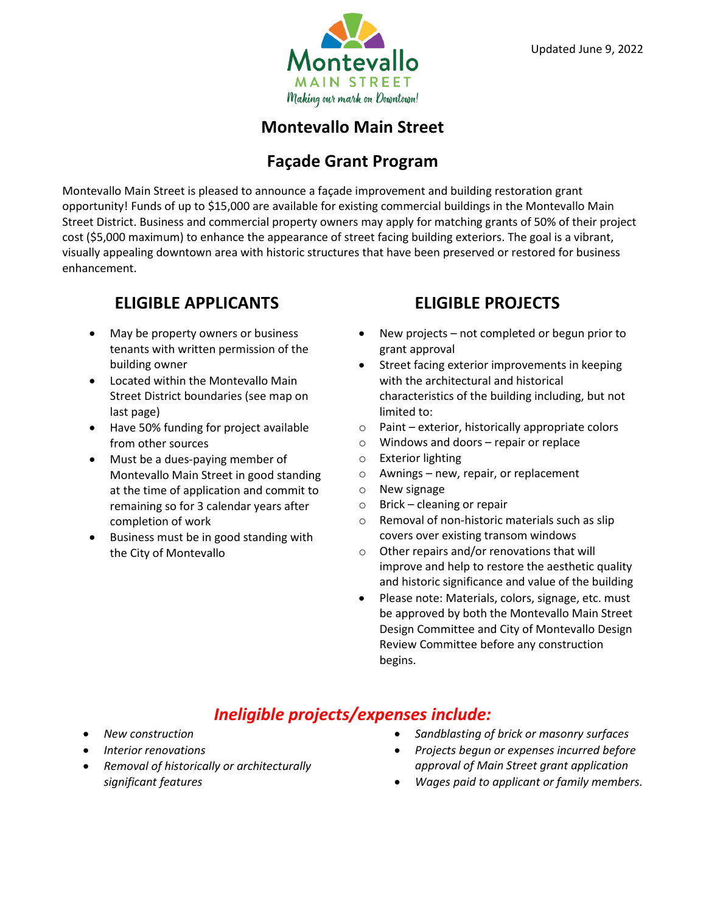Montevallo MAIN STREET

*Making our mark on Downtown!*

Updated June 9, 2022

# Montevallo Main Street

# Façade Grant Program

Montevallo Main Street is pleased to announce a façade improvement and building restoration grant opportunity! Funds of up to $15,000 are available for existing commercial buildings in the Montevallo Main Street District. Business and commercial property owners may apply for matching grants of 50% of their project cost ($5,000 maximum) to enhance the appearance of street facing building exteriors. The goal is a vibrant, visually appealing downtown area with historic structures that have been preserved or restored for business enhancement.

## ELIGIBLE APPLICANTS

- May be property owners or business tenants with written permission of the building owner
- Located within the Montevallo Main Street District boundaries (see map on last page)
- Have 50% funding for project available from other sources
- Must be a dues-paying member of Montevallo Main Street in good standing at the time of application and commit to remaining so for 3 calendar years after completion of work
- Business must be in good standing with the City of Montevallo

## ELIGIBLE PROJECTS

- New projects – not completed or begun prior to grant approval
- Street facing exterior improvements in keeping with the architectural and historical characteristics of the building including, but not limited to:
  - Paint – exterior, historically appropriate colors
  - Windows and doors – repair or replace
  - Exterior lighting
  - Awnings – new, repair, or replacement
  - New signage
  - Brick – cleaning or repair
  - Removal of non-historic materials such as slip covers over existing transom windows
  - Other repairs and/or renovations that will improve and help to restore the aesthetic quality and historic significance and value of the building
- Please note: Materials, colors, signage, etc. must be approved by both the Montevallo Main Street Design Committee and City of Montevallo Design Review Committee before any construction begins.

## *Ineligible projects/expenses include:*

- *New construction*
- *Interior renovations*
- *Removal of historically or architecturally significant features*
- *Sandblasting of brick or masonry surfaces*
- *Projects begun or expenses incurred before approval of Main Street grant application*
- *Wages paid to applicant or family members.*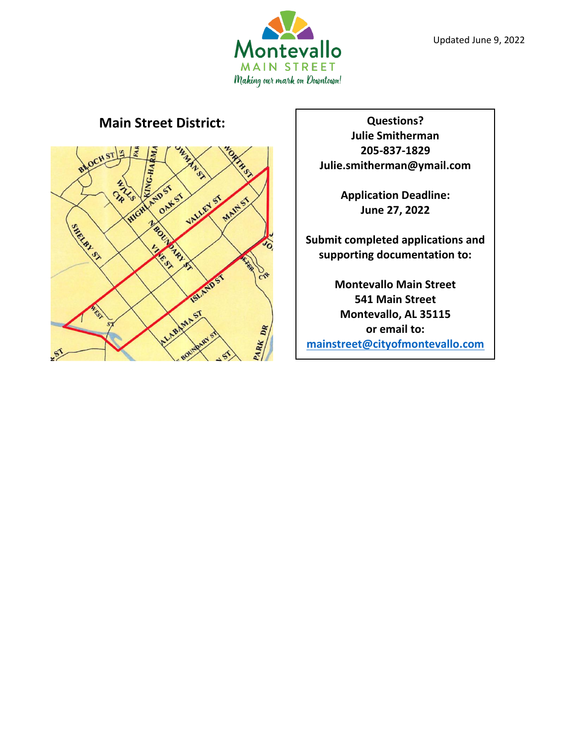Updated June 9, 2022

## Main Street District:

**Questions?**
**Julie Smitherman**
**205-837-1829**
**Julie.smitherman@ymail.com**

**Application Deadline:**
**June 27, 2022**

**Submit completed applications and supporting documentation to:**

**Montevallo Main Street**
**541 Main Street**
**Montevallo, AL 35115**
**or email to:**
**mainstreet@cityofmontevallo.com**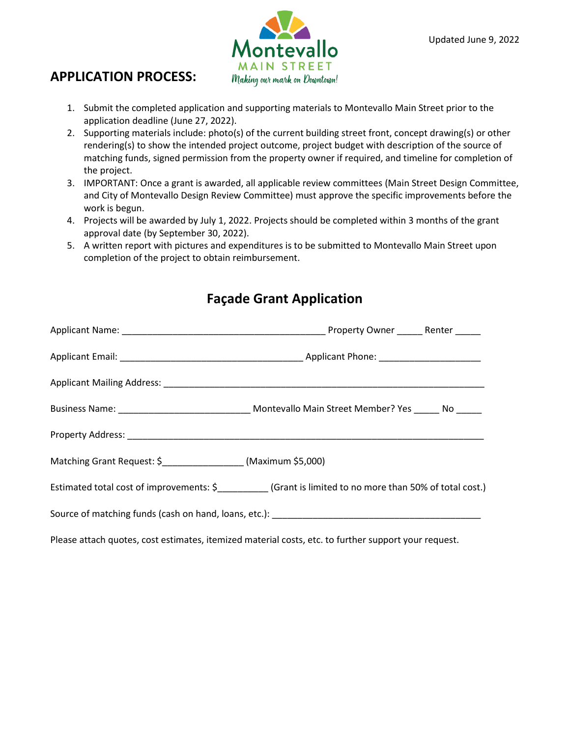Updated June 9, 2022

Montevallo MAIN STREET *Making our mark on Downtown!*

## APPLICATION PROCESS:

1. Submit the completed application and supporting materials to Montevallo Main Street prior to the application deadline (June 27, 2022).
2. Supporting materials include: photo(s) of the current building street front, concept drawing(s) or other rendering(s) to show the intended project outcome, project budget with description of the source of matching funds, signed permission from the property owner if required, and timeline for completion of the project.
3. IMPORTANT: Once a grant is awarded, all applicable review committees (Main Street Design Committee, and City of Montevallo Design Review Committee) must approve the specific improvements before the work is begun.
4. Projects will be awarded by July 1, 2022. Projects should be completed within 3 months of the grant approval date (by September 30, 2022).
5. A written report with pictures and expenditures is to be submitted to Montevallo Main Street upon completion of the project to obtain reimbursement.

## Façade Grant Application

Applicant Name: ________________________________________ Property Owner _____ Renter _____

Applicant Email: ____________________________________ Applicant Phone: ____________________

Applicant Mailing Address: _______________________________________________________________

Business Name: __________________________ Montevallo Main Street Member? Yes _____ No _____

Property Address: _______________________________________________________________________

Matching Grant Request: $________________ (Maximum $5,000)

Estimated total cost of improvements: $__________ (Grant is limited to no more than 50% of total cost.)

Source of matching funds (cash on hand, loans, etc.): _________________________________________

Please attach quotes, cost estimates, itemized material costs, etc. to further support your request.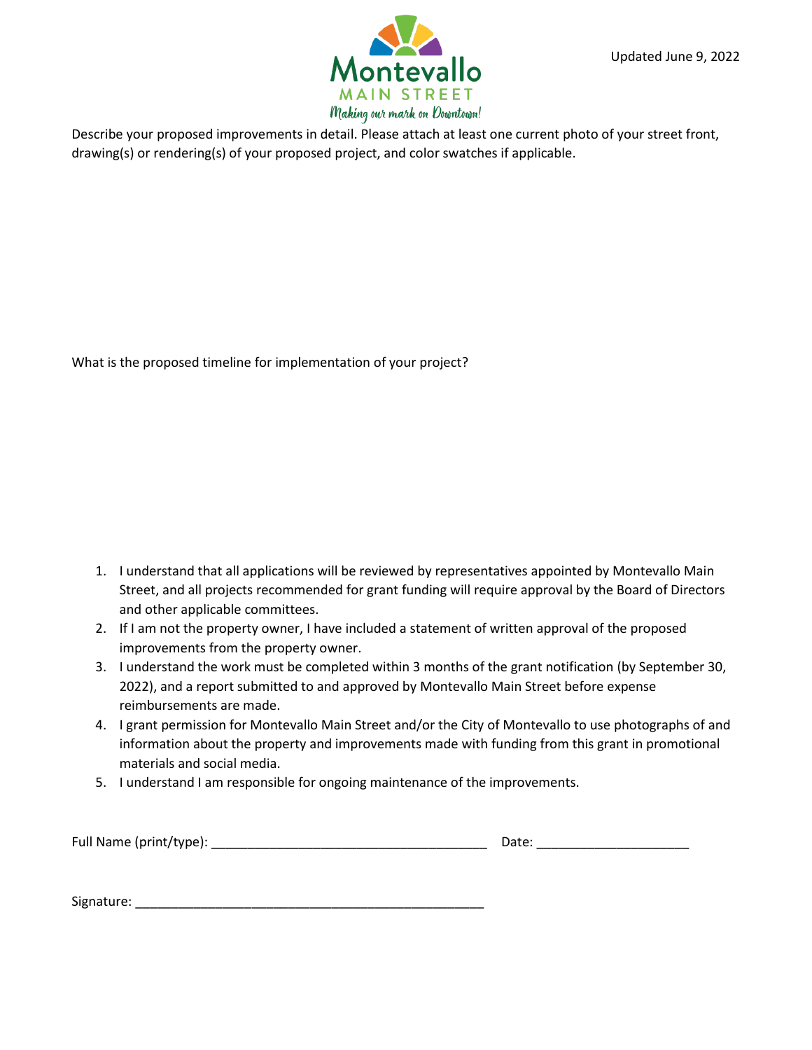Describe your proposed improvements in detail. Please attach at least one current photo of your street front, drawing(s) or rendering(s) of your proposed project, and color swatches if applicable.

What is the proposed timeline for implementation of your project?

1. I understand that all applications will be reviewed by representatives appointed by Montevallo Main Street, and all projects recommended for grant funding will require approval by the Board of Directors and other applicable committees.
2. If I am not the property owner, I have included a statement of written approval of the proposed improvements from the property owner.
3. I understand the work must be completed within 3 months of the grant notification (by September 30, 2022), and a report submitted to and approved by Montevallo Main Street before expense reimbursements are made.
4. I grant permission for Montevallo Main Street and/or the City of Montevallo to use photographs of and information about the property and improvements made with funding from this grant in promotional materials and social media.
5. I understand I am responsible for ongoing maintenance of the improvements.

Full Name (print/type): ______________________________________ Date: ____________________

Signature: ________________________________________________